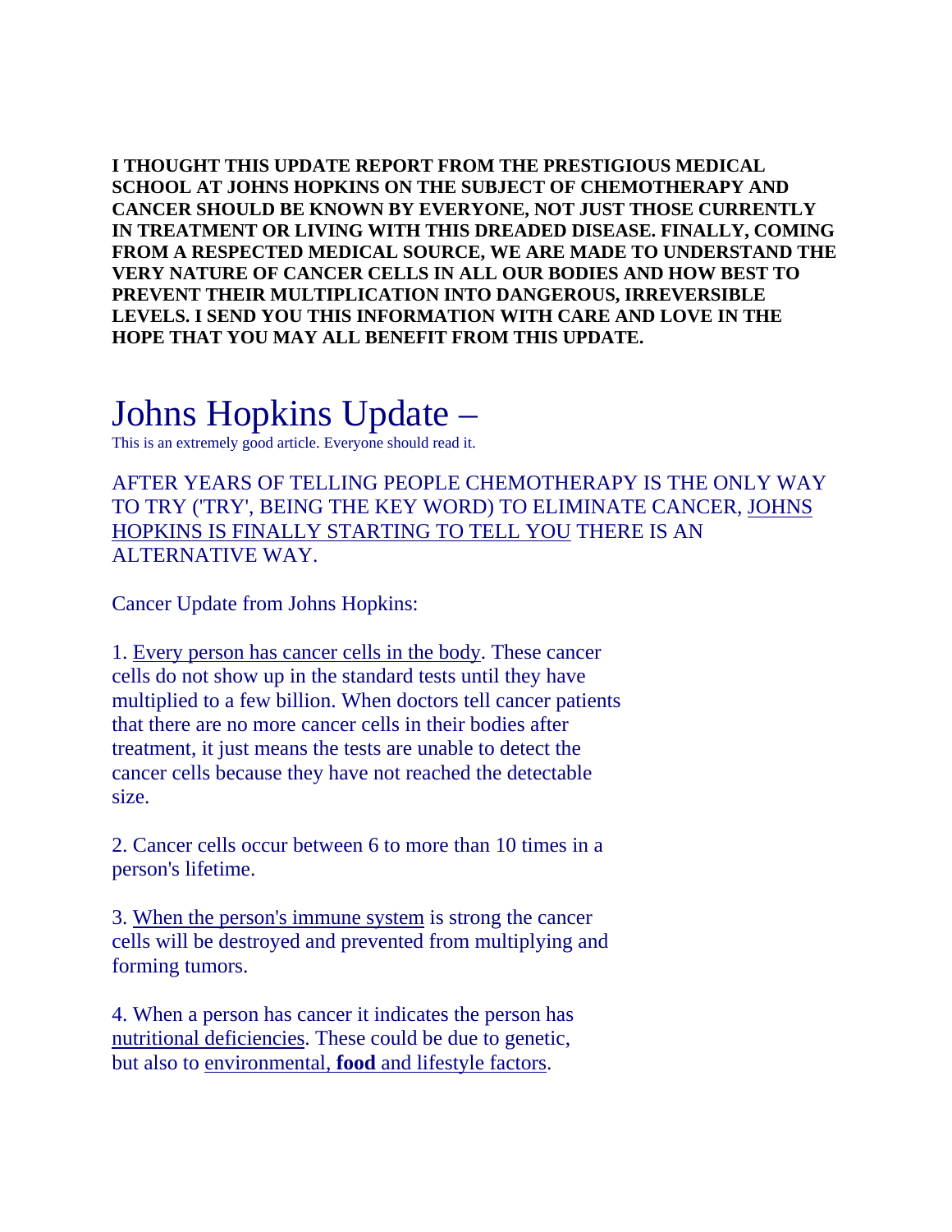**I THOUGHT THIS UPDATE REPORT FROM THE PRESTIGIOUS MEDICAL SCHOOL AT JOHNS HOPKINS ON THE SUBJECT OF CHEMOTHERAPY AND CANCER SHOULD BE KNOWN BY EVERYONE, NOT JUST THOSE CURRENTLY IN TREATMENT OR LIVING WITH THIS DREADED DISEASE. FINALLY, COMING FROM A RESPECTED MEDICAL SOURCE, WE ARE MADE TO UNDERSTAND THE VERY NATURE OF CANCER CELLS IN ALL OUR BODIES AND HOW BEST TO PREVENT THEIR MULTIPLICATION INTO DANGEROUS, IRREVERSIBLE LEVELS. I SEND YOU THIS INFORMATION WITH CARE AND LOVE IN THE HOPE THAT YOU MAY ALL BENEFIT FROM THIS UPDATE.**

# Johns Hopkins Update –

This is an extremely good article. Everyone should read it.

AFTER YEARS OF TELLING PEOPLE CHEMOTHERAPY IS THE ONLY WAY TO TRY ('TRY', BEING THE KEY WORD) TO ELIMINATE CANCER, JOHNS HOPKINS IS FINALLY STARTING TO TELL YOU THERE IS AN ALTERNATIVE WAY.

Cancer Update from Johns Hopkins:

1. Every person has cancer cells in the body. These cancer cells do not show up in the standard tests until they have multiplied to a few billion. When doctors tell cancer patients that there are no more cancer cells in their bodies after treatment, it just means the tests are unable to detect the cancer cells because they have not reached the detectable size.

2. Cancer cells occur between 6 to more than 10 times in a person's lifetime.

3. When the person's immune system is strong the cancer cells will be destroyed and prevented from multiplying and forming tumors.

4. When a person has cancer it indicates the person has nutritional deficiencies. These could be due to genetic, but also to environmental, **food** and lifestyle factors.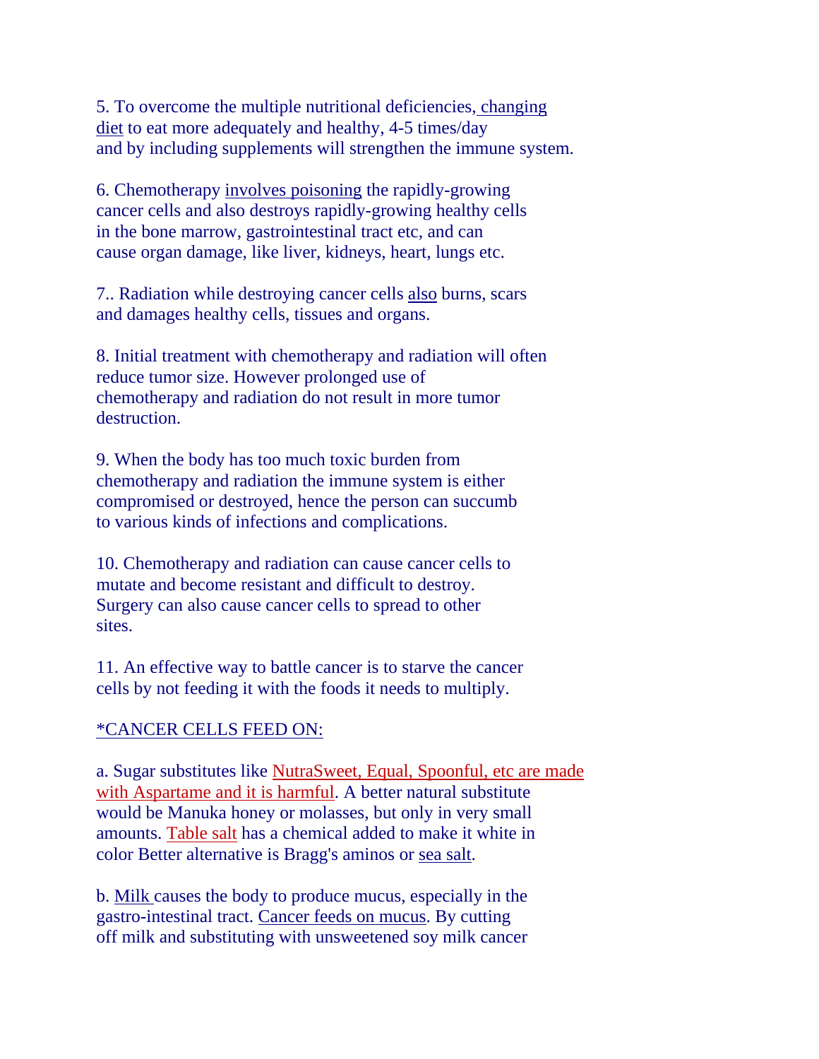5. To overcome the multiple nutritional deficiencies, changing diet to eat more adequately and healthy, 4-5 times/day and by including supplements will strengthen the immune system.

6. Chemotherapy involves poisoning the rapidly-growing cancer cells and also destroys rapidly-growing healthy cells in the bone marrow, gastrointestinal tract etc, and can cause organ damage, like liver, kidneys, heart, lungs etc.

7.. Radiation while destroying cancer cells also burns, scars and damages healthy cells, tissues and organs.

8. Initial treatment with chemotherapy and radiation will often reduce tumor size. However prolonged use of chemotherapy and radiation do not result in more tumor destruction.

9. When the body has too much toxic burden from chemotherapy and radiation the immune system is either compromised or destroyed, hence the person can succumb to various kinds of infections and complications.

10. Chemotherapy and radiation can cause cancer cells to mutate and become resistant and difficult to destroy. Surgery can also cause cancer cells to spread to other sites.

11. An effective way to battle cancer is to starve the cancer cells by not feeding it with the foods it needs to multiply.

*CANCER CELLS FEED ON:

a. Sugar substitutes like NutraSweet, Equal, Spoonful, etc are made with Aspartame and it is harmful. A better natural substitute would be Manuka honey or molasses, but only in very small amounts. Table salt has a chemical added to make it white in color Better alternative is Bragg's aminos or sea salt.

b. Milk causes the body to produce mucus, especially in the gastro-intestinal tract. Cancer feeds on mucus. By cutting off milk and substituting with unsweetened soy milk cancer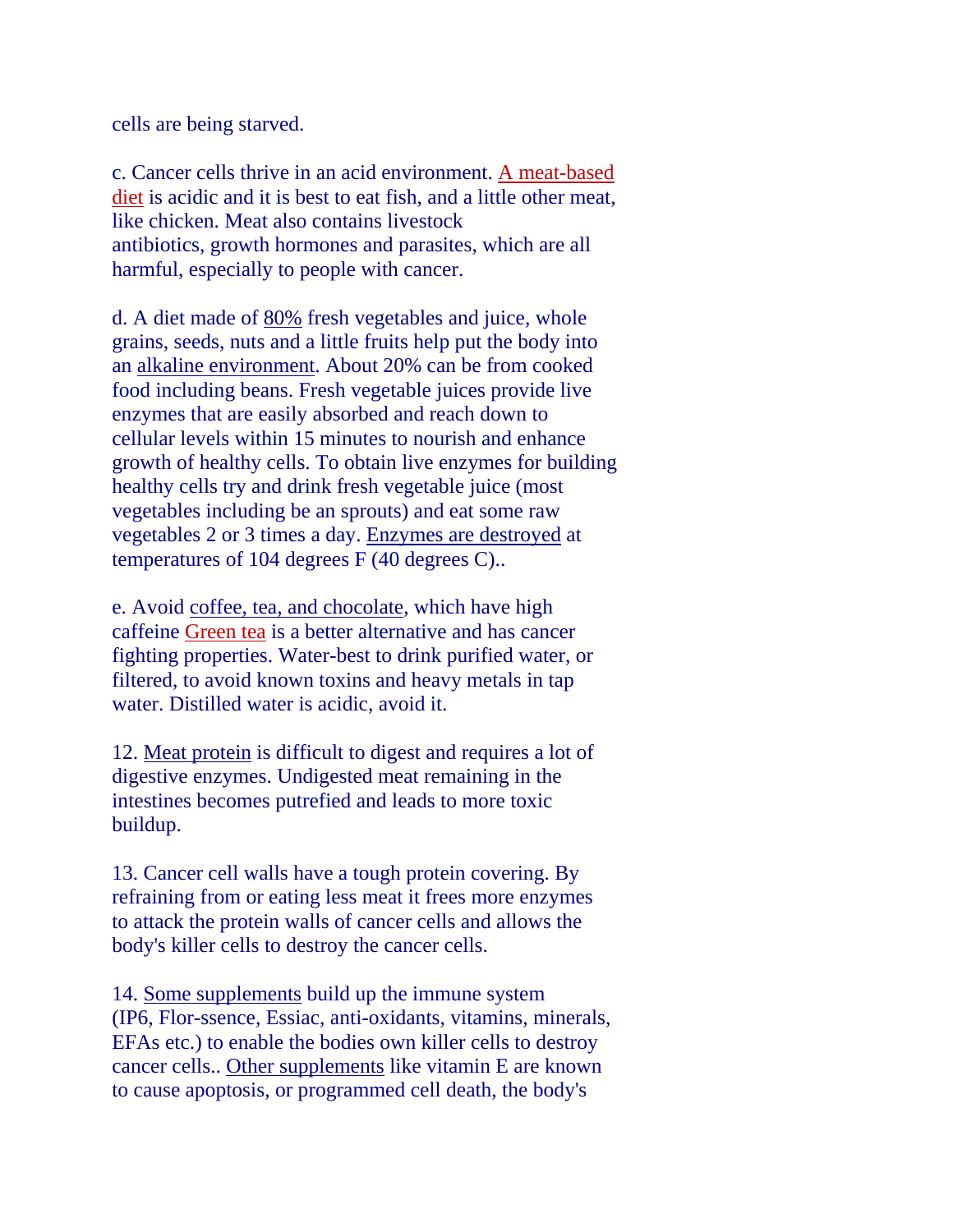cells are being starved.

c. Cancer cells thrive in an acid environment. A meat-based diet is acidic and it is best to eat fish, and a little other meat, like chicken. Meat also contains livestock antibiotics, growth hormones and parasites, which are all harmful, especially to people with cancer.

d. A diet made of 80% fresh vegetables and juice, whole grains, seeds, nuts and a little fruits help put the body into an alkaline environment. About 20% can be from cooked food including beans. Fresh vegetable juices provide live enzymes that are easily absorbed and reach down to cellular levels within 15 minutes to nourish and enhance growth of healthy cells. To obtain live enzymes for building healthy cells try and drink fresh vegetable juice (most vegetables including be an sprouts) and eat some raw vegetables 2 or 3 times a day. Enzymes are destroyed at temperatures of 104 degrees F (40 degrees C)..

e. Avoid coffee, tea, and chocolate, which have high caffeine Green tea is a better alternative and has cancer fighting properties. Water-best to drink purified water, or filtered, to avoid known toxins and heavy metals in tap water. Distilled water is acidic, avoid it.

12. Meat protein is difficult to digest and requires a lot of digestive enzymes. Undigested meat remaining in the intestines becomes putrefied and leads to more toxic buildup.

13. Cancer cell walls have a tough protein covering. By refraining from or eating less meat it frees more enzymes to attack the protein walls of cancer cells and allows the body's killer cells to destroy the cancer cells.

14. Some supplements build up the immune system (IP6, Flor-ssence, Essiac, anti-oxidants, vitamins, minerals, EFAs etc.) to enable the bodies own killer cells to destroy cancer cells.. Other supplements like vitamin E are known to cause apoptosis, or programmed cell death, the body's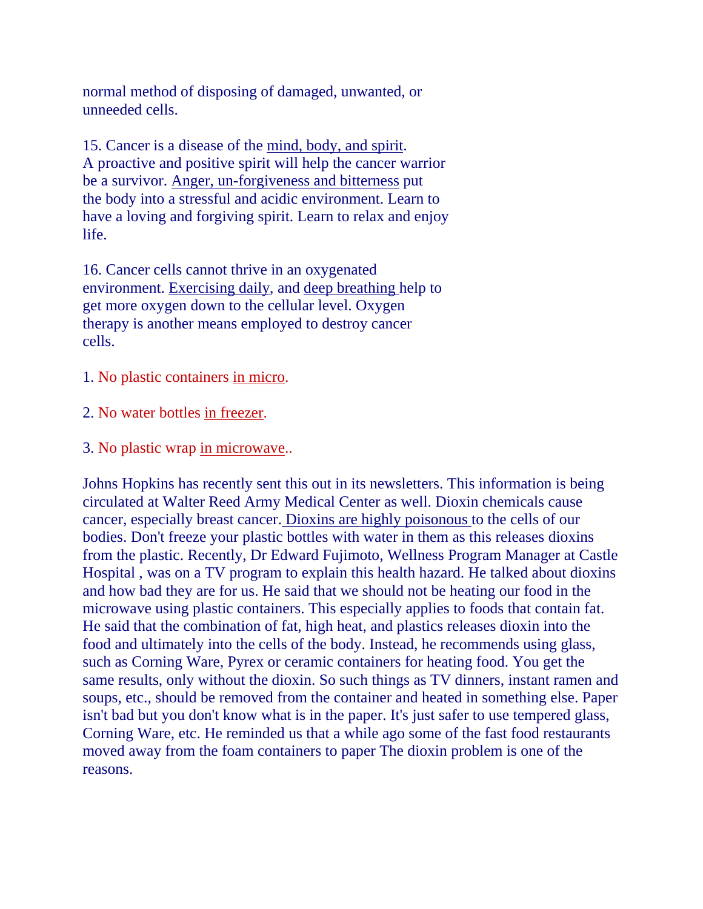normal method of disposing of damaged, unwanted, or unneeded cells.

15. Cancer is a disease of the mind, body, and spirit. A proactive and positive spirit will help the cancer warrior be a survivor. Anger, un-forgiveness and bitterness put the body into a stressful and acidic environment. Learn to have a loving and forgiving spirit. Learn to relax and enjoy life.

16. Cancer cells cannot thrive in an oxygenated environment. Exercising daily, and deep breathing help to get more oxygen down to the cellular level. Oxygen therapy is another means employed to destroy cancer cells.

1. No plastic containers in micro.

2. No water bottles in freezer.

3. No plastic wrap in microwave..

Johns Hopkins has recently sent this out in its newsletters. This information is being circulated at Walter Reed Army Medical Center as well. Dioxin chemicals cause cancer, especially breast cancer. Dioxins are highly poisonous to the cells of our bodies. Don't freeze your plastic bottles with water in them as this releases dioxins from the plastic. Recently, Dr Edward Fujimoto, Wellness Program Manager at Castle Hospital , was on a TV program to explain this health hazard. He talked about dioxins and how bad they are for us. He said that we should not be heating our food in the microwave using plastic containers. This especially applies to foods that contain fat. He said that the combination of fat, high heat, and plastics releases dioxin into the food and ultimately into the cells of the body. Instead, he recommends using glass, such as Corning Ware, Pyrex or ceramic containers for heating food. You get the same results, only without the dioxin. So such things as TV dinners, instant ramen and soups, etc., should be removed from the container and heated in something else. Paper isn't bad but you don't know what is in the paper. It's just safer to use tempered glass, Corning Ware, etc. He reminded us that a while ago some of the fast food restaurants moved away from the foam containers to paper The dioxin problem is one of the reasons.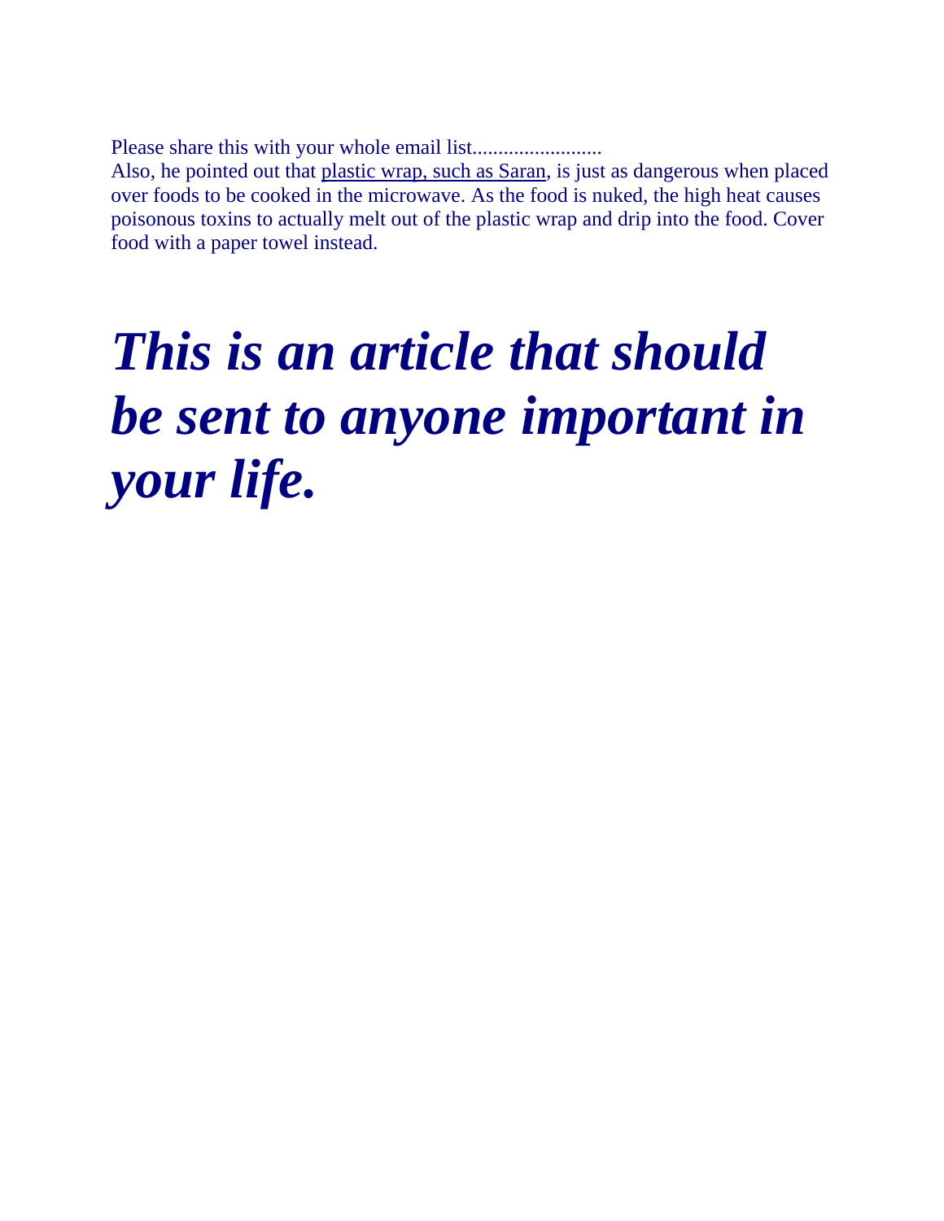Please share this with your whole email list.........................

Also, he pointed out that plastic wrap, such as Saran, is just as dangerous when placed over foods to be cooked in the microwave. As the food is nuked, the high heat causes poisonous toxins to actually melt out of the plastic wrap and drip into the food. Cover food with a paper towel instead.

***This is an article that should be sent to anyone important in your life.***